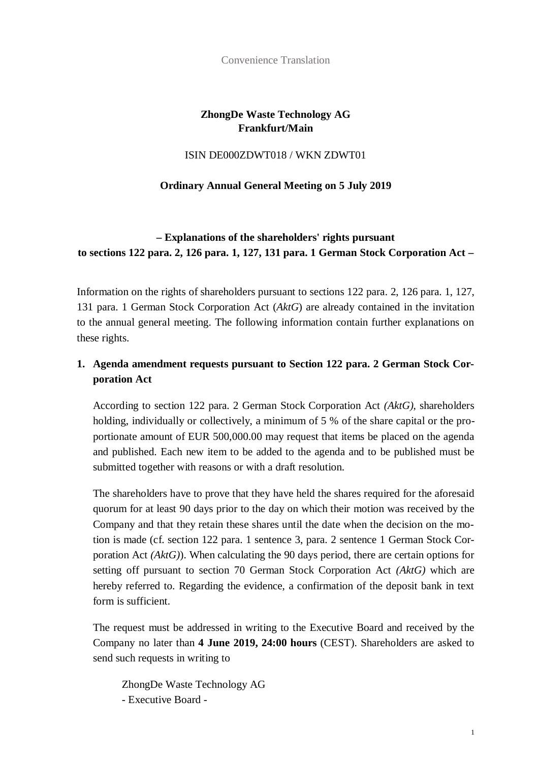Convenience Translation

**ZhongDe Waste Technology AG**
**Frankfurt/Main**

ISIN DE000ZDWT018 / WKN ZDWT01

**Ordinary Annual General Meeting on 5 July 2019**

**– Explanations of the shareholders' rights pursuant to sections 122 para. 2, 126 para. 1, 127, 131 para. 1 German Stock Corporation Act –**

Information on the rights of shareholders pursuant to sections 122 para. 2, 126 para. 1, 127, 131 para. 1 German Stock Corporation Act (*AktG*) are already contained in the invitation to the annual general meeting. The following information contain further explanations on these rights.

## 1. Agenda amendment requests pursuant to Section 122 para. 2 German Stock Corporation Act

According to section 122 para. 2 German Stock Corporation Act *(AktG)*, shareholders holding, individually or collectively, a minimum of 5 % of the share capital or the proportionate amount of EUR 500,000.00 may request that items be placed on the agenda and published. Each new item to be added to the agenda and to be published must be submitted together with reasons or with a draft resolution.

The shareholders have to prove that they have held the shares required for the aforesaid quorum for at least 90 days prior to the day on which their motion was received by the Company and that they retain these shares until the date when the decision on the motion is made (cf. section 122 para. 1 sentence 3, para. 2 sentence 1 German Stock Corporation Act *(AktG)*). When calculating the 90 days period, there are certain options for setting off pursuant to section 70 German Stock Corporation Act *(AktG)* which are hereby referred to. Regarding the evidence, a confirmation of the deposit bank in text form is sufficient.

The request must be addressed in writing to the Executive Board and received by the Company no later than **4 June 2019, 24:00 hours** (CEST). Shareholders are asked to send such requests in writing to

ZhongDe Waste Technology AG
- Executive Board -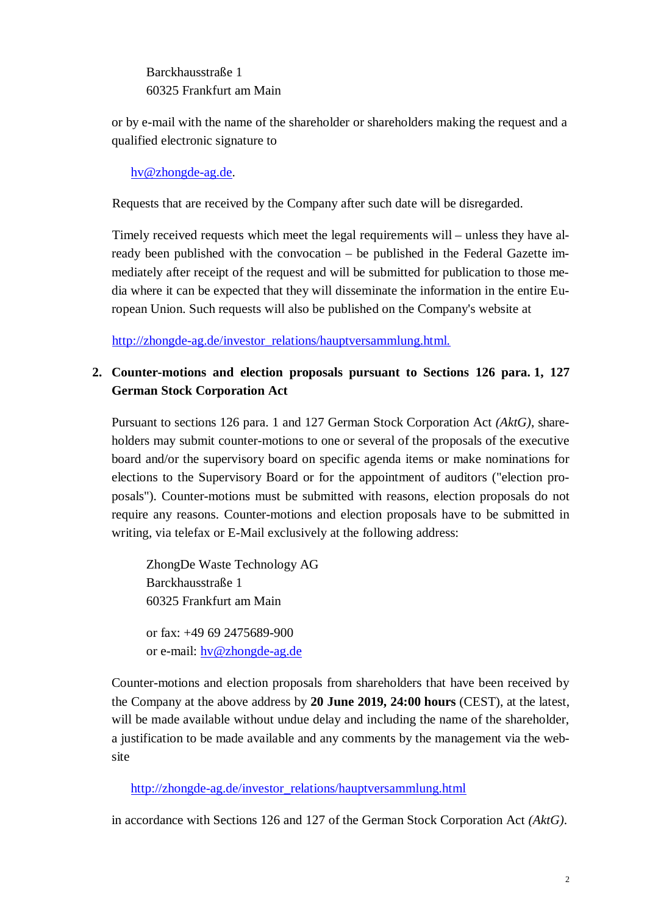Barckhausstraße 1
60325 Frankfurt am Main

or by e-mail with the name of the shareholder or shareholders making the request and a qualified electronic signature to

hv@zhongde-ag.de.

Requests that are received by the Company after such date will be disregarded.

Timely received requests which meet the legal requirements will – unless they have already been published with the convocation – be published in the Federal Gazette immediately after receipt of the request and will be submitted for publication to those media where it can be expected that they will disseminate the information in the entire European Union. Such requests will also be published on the Company's website at

http://zhongde-ag.de/investor_relations/hauptversammlung.html.

2. **Counter-motions and election proposals pursuant to Sections 126 para. 1, 127 German Stock Corporation Act**

Pursuant to sections 126 para. 1 and 127 German Stock Corporation Act *(AktG)*, shareholders may submit counter-motions to one or several of the proposals of the executive board and/or the supervisory board on specific agenda items or make nominations for elections to the Supervisory Board or for the appointment of auditors ("election proposals"). Counter-motions must be submitted with reasons, election proposals do not require any reasons. Counter-motions and election proposals have to be submitted in writing, via telefax or E-Mail exclusively at the following address:

ZhongDe Waste Technology AG
Barckhausstraße 1
60325 Frankfurt am Main

or fax: +49 69 2475689-900
or e-mail: hv@zhongde-ag.de

Counter-motions and election proposals from shareholders that have been received by the Company at the above address by **20 June 2019, 24:00 hours** (CEST), at the latest, will be made available without undue delay and including the name of the shareholder, a justification to be made available and any comments by the management via the website

http://zhongde-ag.de/investor_relations/hauptversammlung.html

in accordance with Sections 126 and 127 of the German Stock Corporation Act *(AktG)*.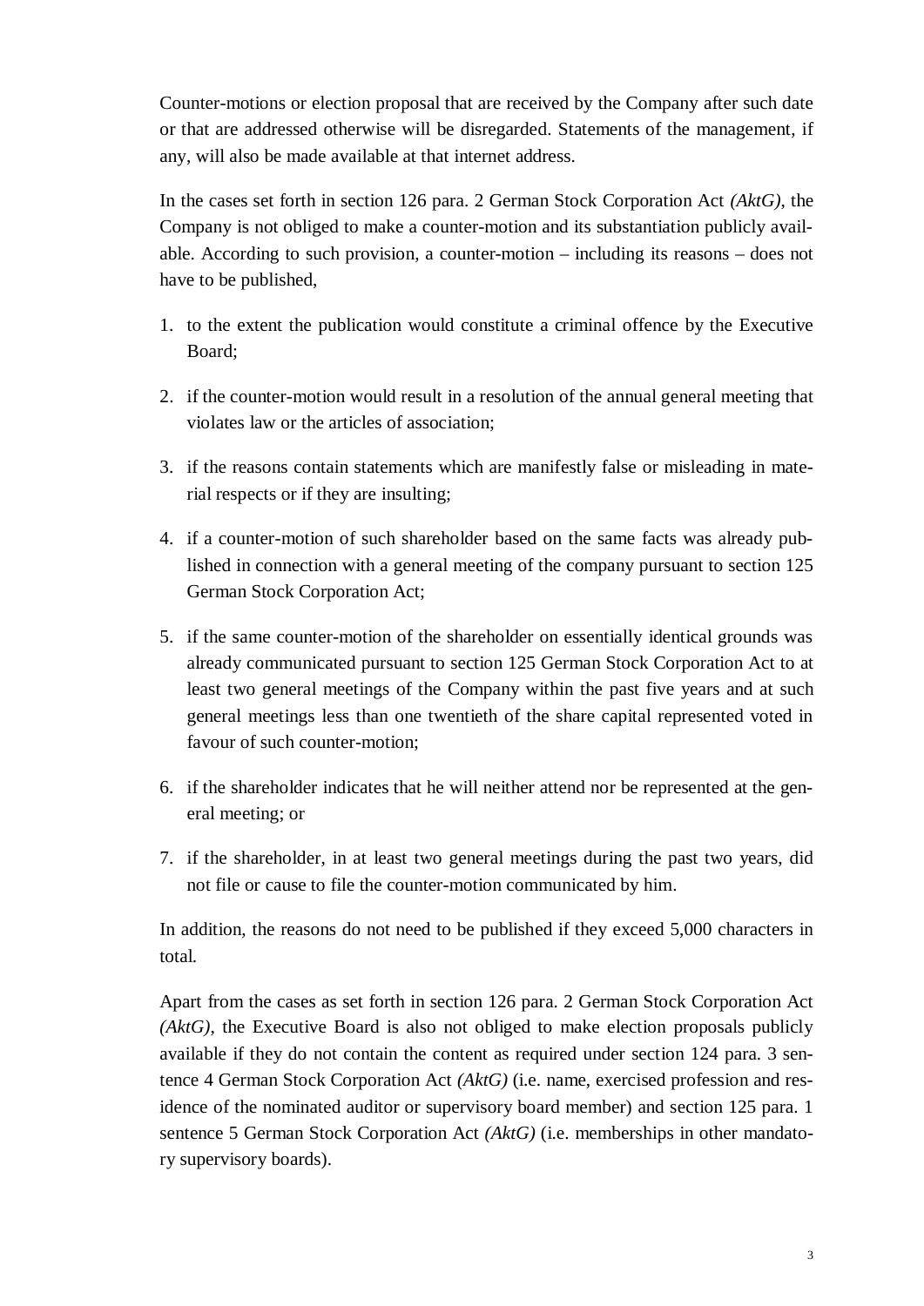Counter-motions or election proposal that are received by the Company after such date or that are addressed otherwise will be disregarded. Statements of the management, if any, will also be made available at that internet address.

In the cases set forth in section 126 para. 2 German Stock Corporation Act *(AktG)*, the Company is not obliged to make a counter-motion and its substantiation publicly available. According to such provision, a counter-motion – including its reasons – does not have to be published,

1. to the extent the publication would constitute a criminal offence by the Executive Board;
2. if the counter-motion would result in a resolution of the annual general meeting that violates law or the articles of association;
3. if the reasons contain statements which are manifestly false or misleading in material respects or if they are insulting;
4. if a counter-motion of such shareholder based on the same facts was already published in connection with a general meeting of the company pursuant to section 125 German Stock Corporation Act;
5. if the same counter-motion of the shareholder on essentially identical grounds was already communicated pursuant to section 125 German Stock Corporation Act to at least two general meetings of the Company within the past five years and at such general meetings less than one twentieth of the share capital represented voted in favour of such counter-motion;
6. if the shareholder indicates that he will neither attend nor be represented at the general meeting; or
7. if the shareholder, in at least two general meetings during the past two years, did not file or cause to file the counter-motion communicated by him.

In addition, the reasons do not need to be published if they exceed 5,000 characters in total.

Apart from the cases as set forth in section 126 para. 2 German Stock Corporation Act *(AktG)*, the Executive Board is also not obliged to make election proposals publicly available if they do not contain the content as required under section 124 para. 3 sentence 4 German Stock Corporation Act *(AktG)* (i.e. name, exercised profession and residence of the nominated auditor or supervisory board member) and section 125 para. 1 sentence 5 German Stock Corporation Act *(AktG)* (i.e. memberships in other mandatory supervisory boards).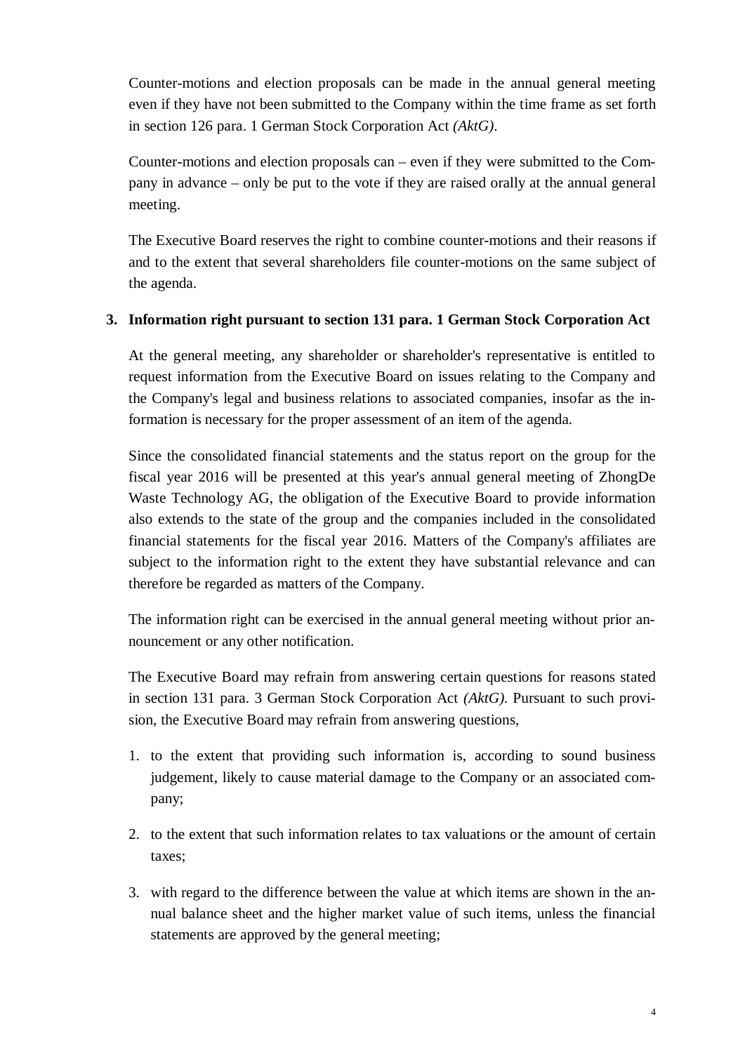Counter-motions and election proposals can be made in the annual general meeting even if they have not been submitted to the Company within the time frame as set forth in section 126 para. 1 German Stock Corporation Act *(AktG)*.

Counter-motions and election proposals can – even if they were submitted to the Company in advance – only be put to the vote if they are raised orally at the annual general meeting.

The Executive Board reserves the right to combine counter-motions and their reasons if and to the extent that several shareholders file counter-motions on the same subject of the agenda.

### 3. Information right pursuant to section 131 para. 1 German Stock Corporation Act

At the general meeting, any shareholder or shareholder's representative is entitled to request information from the Executive Board on issues relating to the Company and the Company's legal and business relations to associated companies, insofar as the information is necessary for the proper assessment of an item of the agenda.

Since the consolidated financial statements and the status report on the group for the fiscal year 2016 will be presented at this year's annual general meeting of ZhongDe Waste Technology AG, the obligation of the Executive Board to provide information also extends to the state of the group and the companies included in the consolidated financial statements for the fiscal year 2016. Matters of the Company's affiliates are subject to the information right to the extent they have substantial relevance and can therefore be regarded as matters of the Company.

The information right can be exercised in the annual general meeting without prior announcement or any other notification.

The Executive Board may refrain from answering certain questions for reasons stated in section 131 para. 3 German Stock Corporation Act *(AktG)*. Pursuant to such provision, the Executive Board may refrain from answering questions,

1. to the extent that providing such information is, according to sound business judgement, likely to cause material damage to the Company or an associated company;
2. to the extent that such information relates to tax valuations or the amount of certain taxes;
3. with regard to the difference between the value at which items are shown in the annual balance sheet and the higher market value of such items, unless the financial statements are approved by the general meeting;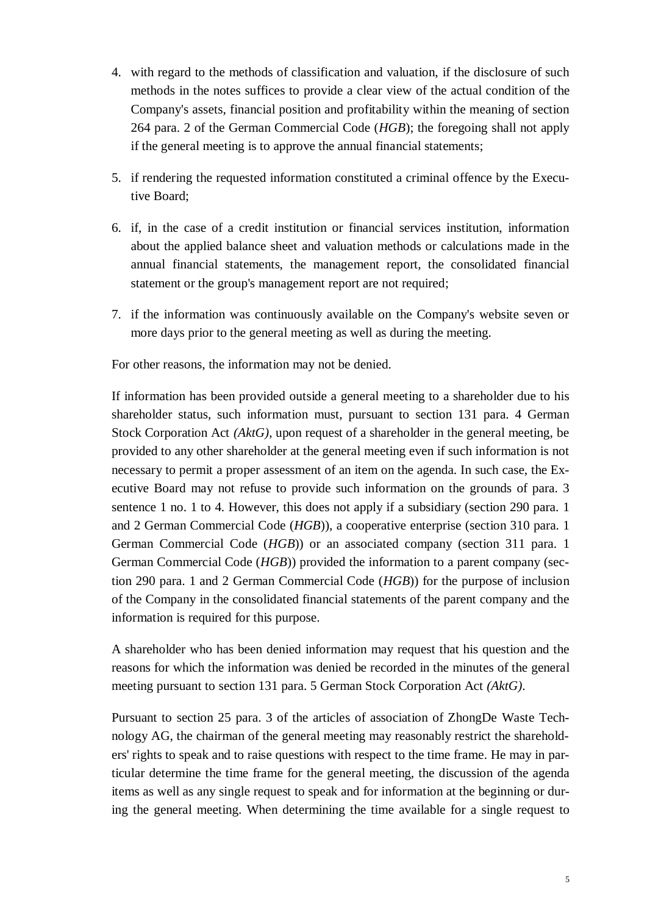4. with regard to the methods of classification and valuation, if the disclosure of such methods in the notes suffices to provide a clear view of the actual condition of the Company's assets, financial position and profitability within the meaning of section 264 para. 2 of the German Commercial Code (*HGB*); the foregoing shall not apply if the general meeting is to approve the annual financial statements;

5. if rendering the requested information constituted a criminal offence by the Executive Board;

6. if, in the case of a credit institution or financial services institution, information about the applied balance sheet and valuation methods or calculations made in the annual financial statements, the management report, the consolidated financial statement or the group's management report are not required;

7. if the information was continuously available on the Company's website seven or more days prior to the general meeting as well as during the meeting.

For other reasons, the information may not be denied.

If information has been provided outside a general meeting to a shareholder due to his shareholder status, such information must, pursuant to section 131 para. 4 German Stock Corporation Act *(AktG)*, upon request of a shareholder in the general meeting, be provided to any other shareholder at the general meeting even if such information is not necessary to permit a proper assessment of an item on the agenda. In such case, the Executive Board may not refuse to provide such information on the grounds of para. 3 sentence 1 no. 1 to 4. However, this does not apply if a subsidiary (section 290 para. 1 and 2 German Commercial Code (*HGB*)), a cooperative enterprise (section 310 para. 1 German Commercial Code (*HGB*)) or an associated company (section 311 para. 1 German Commercial Code (*HGB*)) provided the information to a parent company (section 290 para. 1 and 2 German Commercial Code (*HGB*)) for the purpose of inclusion of the Company in the consolidated financial statements of the parent company and the information is required for this purpose.

A shareholder who has been denied information may request that his question and the reasons for which the information was denied be recorded in the minutes of the general meeting pursuant to section 131 para. 5 German Stock Corporation Act *(AktG)*.

Pursuant to section 25 para. 3 of the articles of association of ZhongDe Waste Technology AG, the chairman of the general meeting may reasonably restrict the shareholders' rights to speak and to raise questions with respect to the time frame. He may in particular determine the time frame for the general meeting, the discussion of the agenda items as well as any single request to speak and for information at the beginning or during the general meeting. When determining the time available for a single request to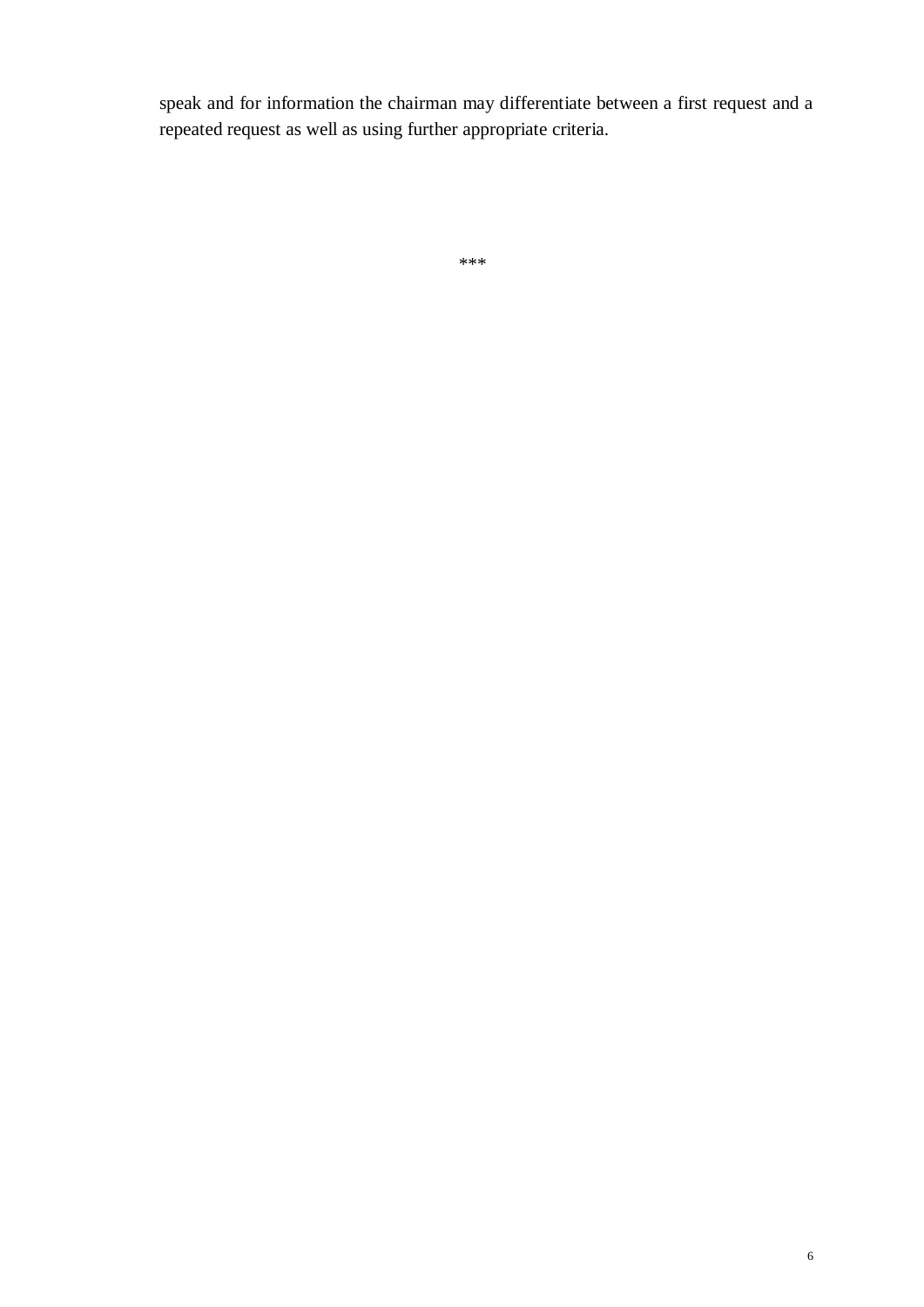speak and for information the chairman may differentiate between a first request and a repeated request as well as using further appropriate criteria.

***